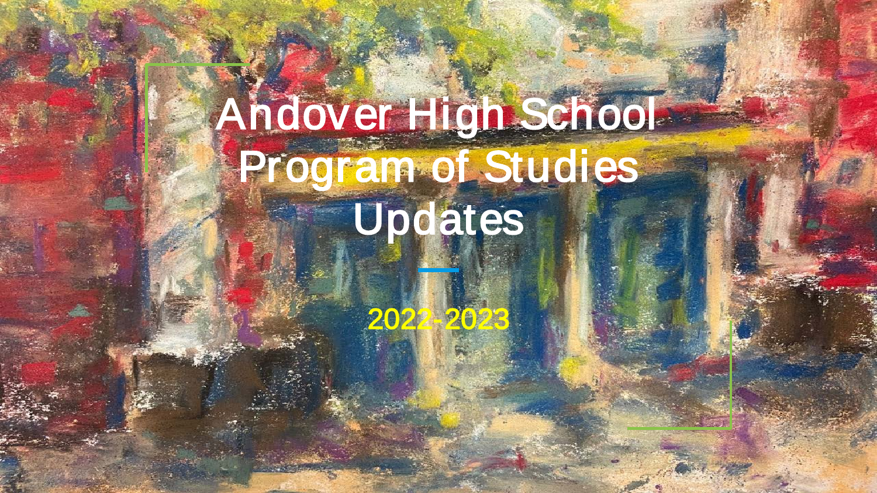# Andover High School Program of Studies Updates

2022-2023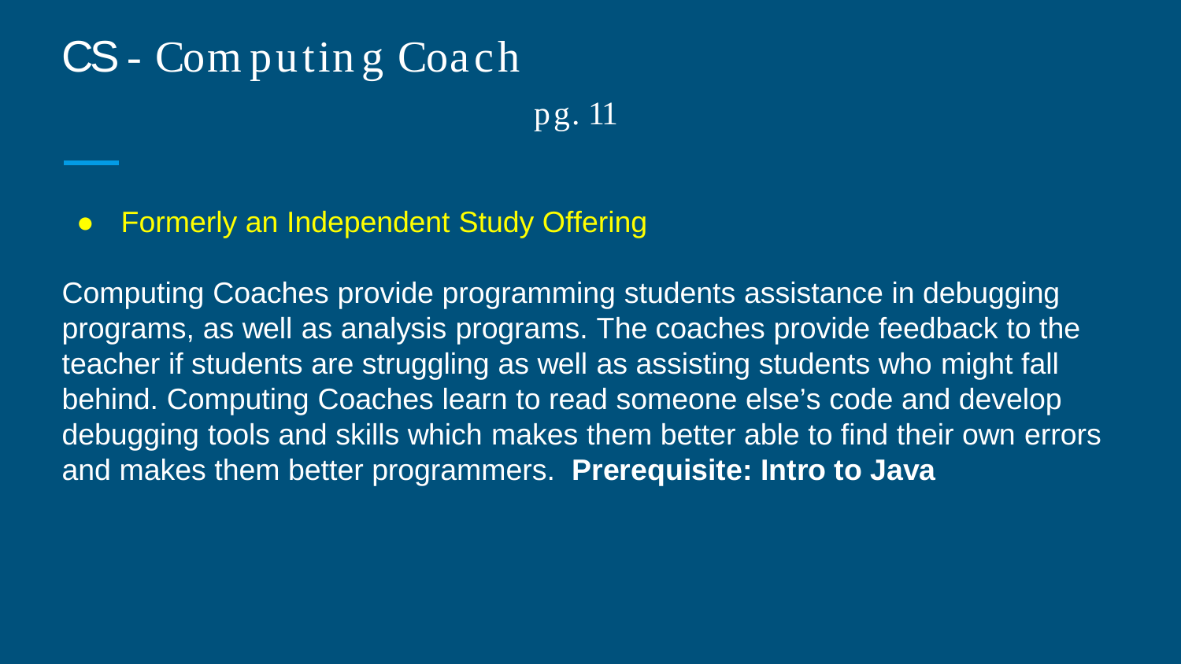# CS - Computing Coach

pg. 11

- Formerly an Independent Study Offering

Computing Coaches provide programming students assistance in debugging programs, as well as analysis programs. The coaches provide feedback to the teacher if students are struggling as well as assisting students who might fall behind. Computing Coaches learn to read someone else's code and develop debugging tools and skills which makes them better able to find their own errors and makes them better programmers. **Prerequisite: Intro to Java**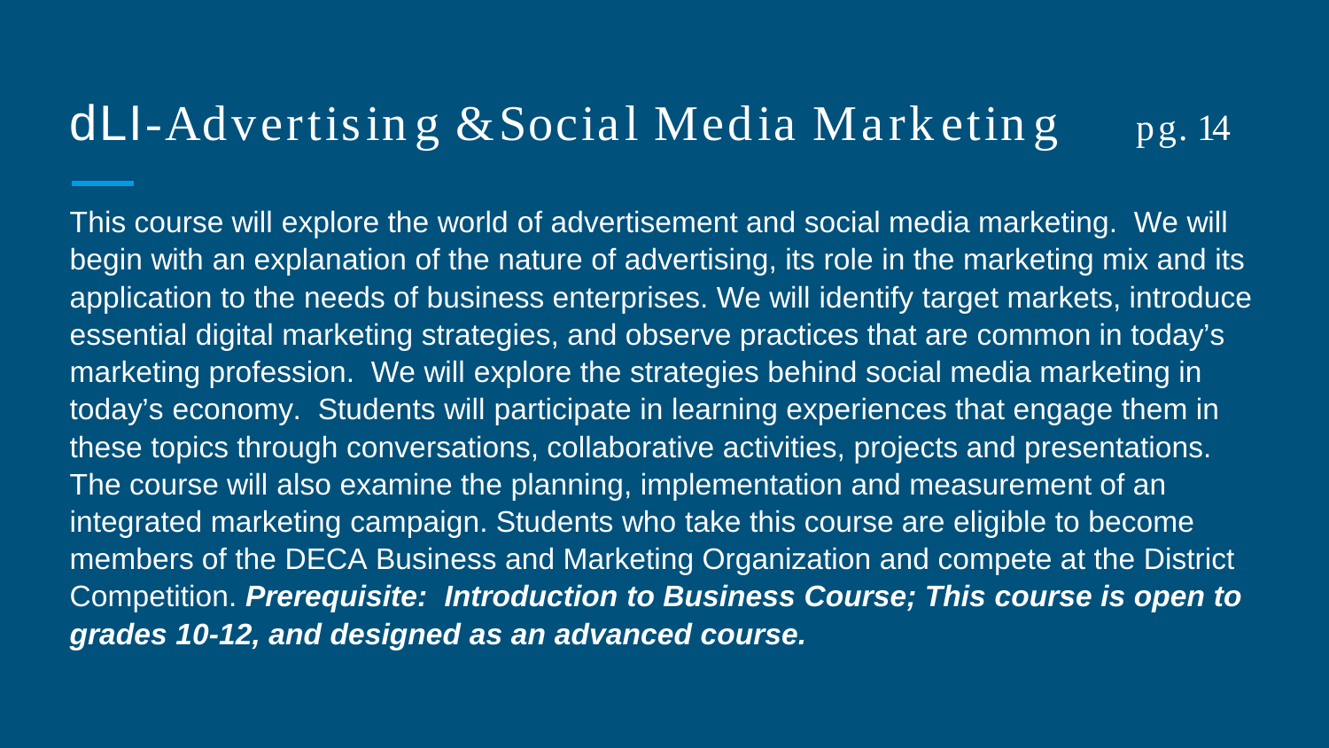# dLI-Advertising & Social Media Marketing pg. 14

This course will explore the world of advertisement and social media marketing. We will begin with an explanation of the nature of advertising, its role in the marketing mix and its application to the needs of business enterprises. We will identify target markets, introduce essential digital marketing strategies, and observe practices that are common in today's marketing profession. We will explore the strategies behind social media marketing in today's economy. Students will participate in learning experiences that engage them in these topics through conversations, collaborative activities, projects and presentations. The course will also examine the planning, implementation and measurement of an integrated marketing campaign. Students who take this course are eligible to become members of the DECA Business and Marketing Organization and compete at the District Competition. ***Prerequisite: Introduction to Business Course; This course is open to grades 10-12, and designed as an advanced course.***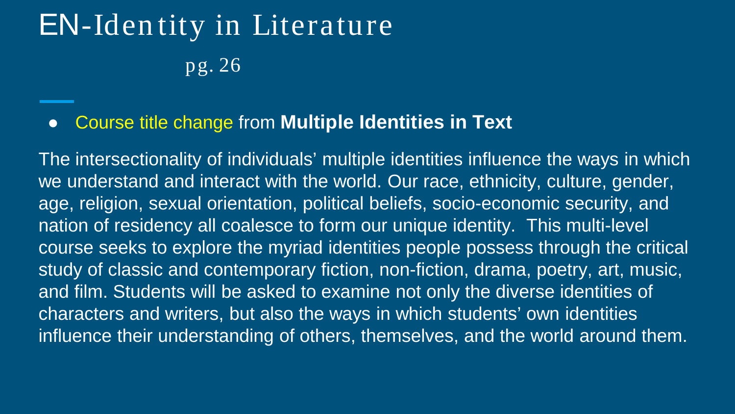# EN-Identity in Literature

pg. 26

- Course title change from **Multiple Identities in Text**

The intersectionality of individuals' multiple identities influence the ways in which we understand and interact with the world. Our race, ethnicity, culture, gender, age, religion, sexual orientation, political beliefs, socio-economic security, and nation of residency all coalesce to form our unique identity. This multi-level course seeks to explore the myriad identities people possess through the critical study of classic and contemporary fiction, non-fiction, drama, poetry, art, music, and film. Students will be asked to examine not only the diverse identities of characters and writers, but also the ways in which students' own identities influence their understanding of others, themselves, and the world around them.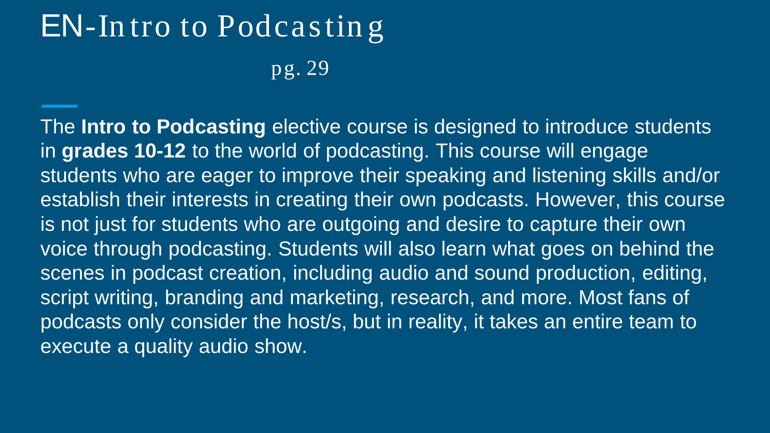# EN-Intro to Podcasting

pg. 29

The **Intro to Podcasting** elective course is designed to introduce students in **grades 10-12** to the world of podcasting. This course will engage students who are eager to improve their speaking and listening skills and/or establish their interests in creating their own podcasts. However, this course is not just for students who are outgoing and desire to capture their own voice through podcasting. Students will also learn what goes on behind the scenes in podcast creation, including audio and sound production, editing, script writing, branding and marketing, research, and more. Most fans of podcasts only consider the host/s, but in reality, it takes an entire team to execute a quality audio show.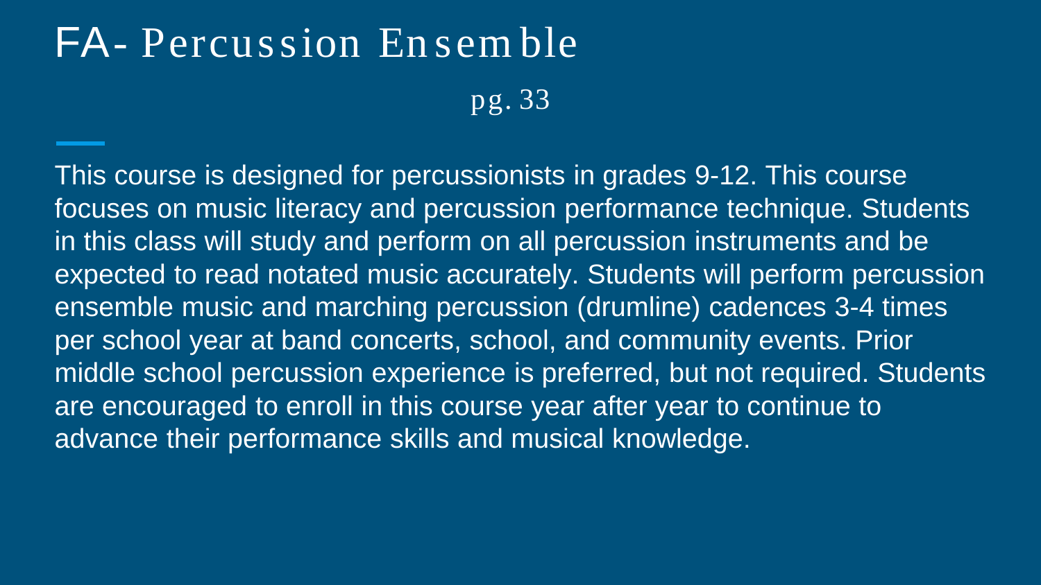# FA- Percussion Ensemble

pg. 33

This course is designed for percussionists in grades 9-12. This course focuses on music literacy and percussion performance technique. Students in this class will study and perform on all percussion instruments and be expected to read notated music accurately. Students will perform percussion ensemble music and marching percussion (drumline) cadences 3-4 times per school year at band concerts, school, and community events. Prior middle school percussion experience is preferred, but not required. Students are encouraged to enroll in this course year after year to continue to advance their performance skills and musical knowledge.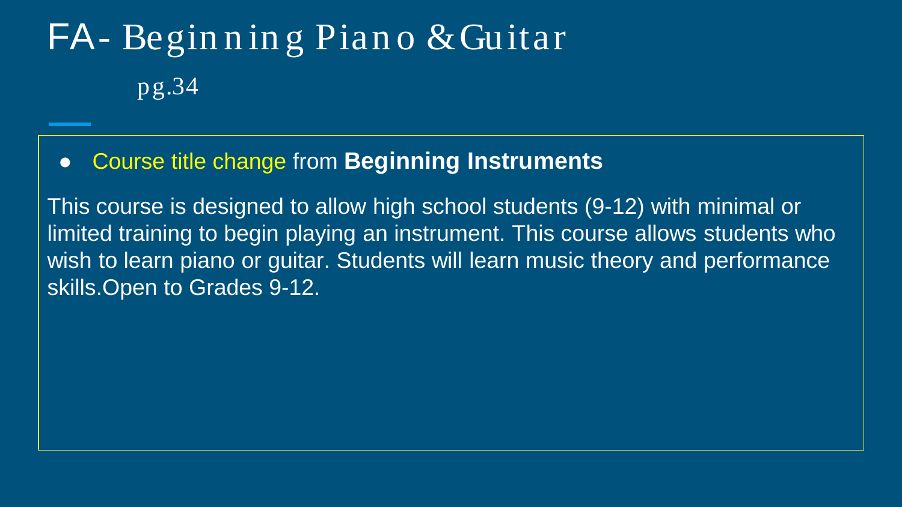# FA- Beginning Piano & Guitar

pg.34

- Course title change from **Beginning Instruments**

This course is designed to allow high school students (9-12) with minimal or limited training to begin playing an instrument. This course allows students who wish to learn piano or guitar. Students will learn music theory and performance skills.Open to Grades 9-12.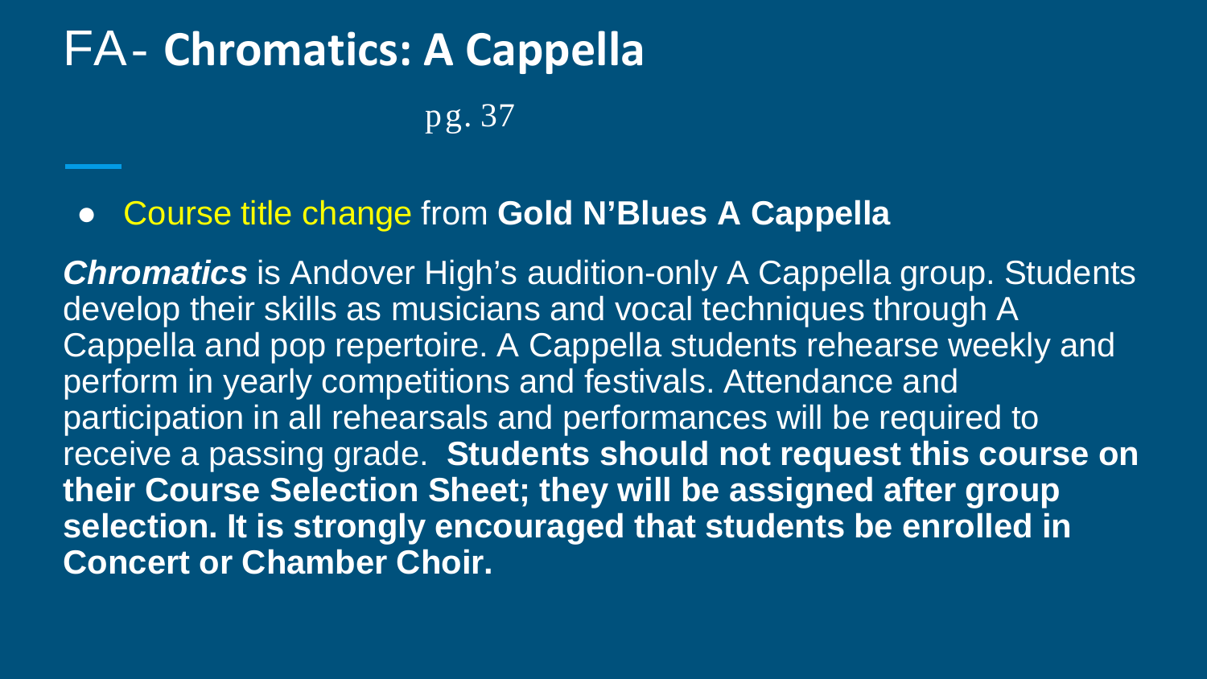# FA- **Chromatics: A Cappella**

pg. 37

- Course title change from **Gold N'Blues A Cappella**

***Chromatics*** is Andover High's audition-only A Cappella group. Students develop their skills as musicians and vocal techniques through A Cappella and pop repertoire. A Cappella students rehearse weekly and perform in yearly competitions and festivals. Attendance and participation in all rehearsals and performances will be required to receive a passing grade. **Students should not request this course on their Course Selection Sheet; they will be assigned after group selection. It is strongly encouraged that students be enrolled in Concert or Chamber Choir.**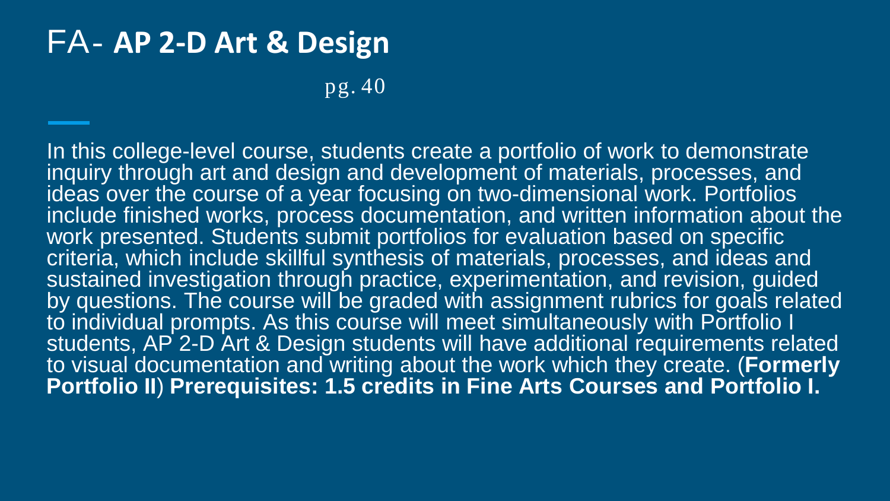# FA- **AP 2-D Art & Design**

pg. 40

In this college-level course, students create a portfolio of work to demonstrate inquiry through art and design and development of materials, processes, and ideas over the course of a year focusing on two-dimensional work. Portfolios include finished works, process documentation, and written information about the work presented. Students submit portfolios for evaluation based on specific criteria, which include skillful synthesis of materials, processes, and ideas and sustained investigation through practice, experimentation, and revision, guided by questions. The course will be graded with assignment rubrics for goals related to individual prompts. As this course will meet simultaneously with Portfolio I students, AP 2-D Art & Design students will have additional requirements related to visual documentation and writing about the work which they create. (**Formerly Portfolio II**) **Prerequisites: 1.5 credits in Fine Arts Courses and Portfolio I.**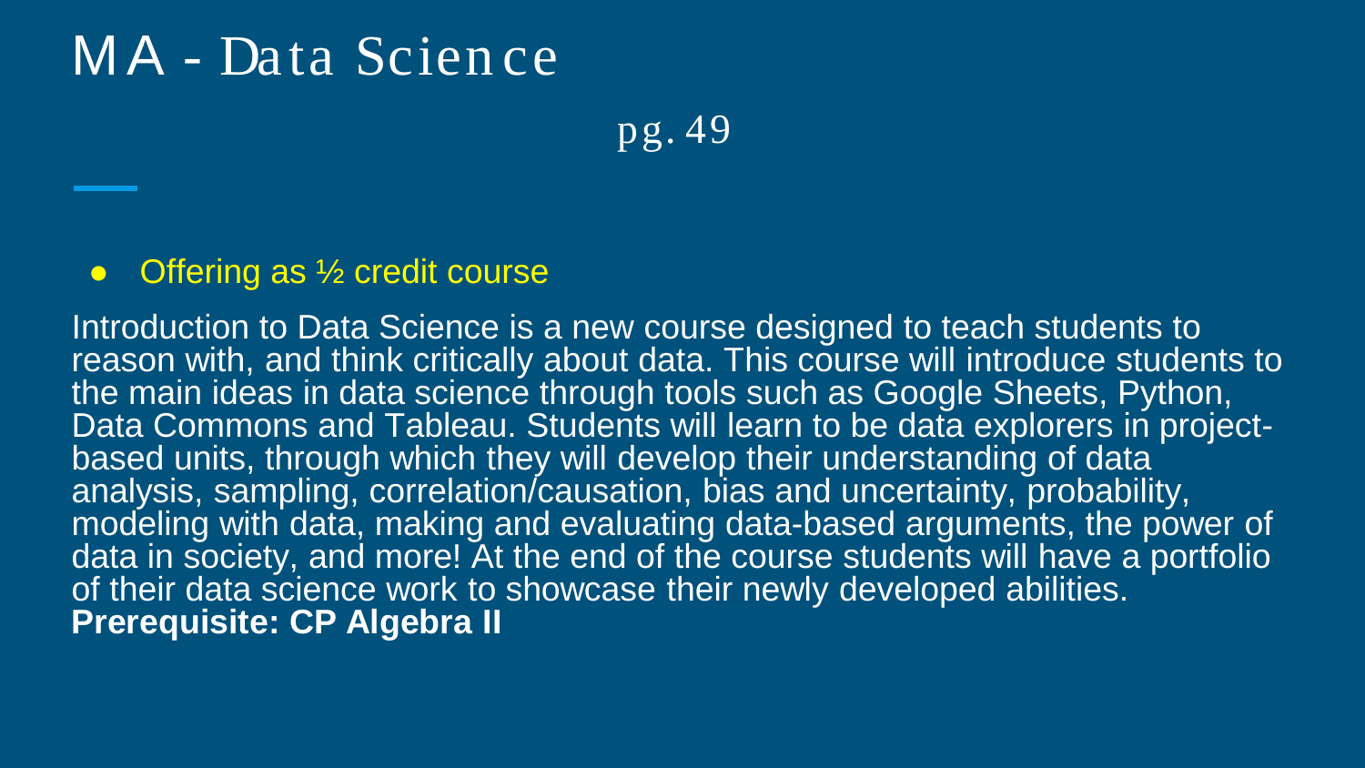# MA - Data Science

pg. 49

- Offering as ½ credit course

Introduction to Data Science is a new course designed to teach students to reason with, and think critically about data. This course will introduce students to the main ideas in data science through tools such as Google Sheets, Python, Data Commons and Tableau. Students will learn to be data explorers in project-based units, through which they will develop their understanding of data analysis, sampling, correlation/causation, bias and uncertainty, probability, modeling with data, making and evaluating data-based arguments, the power of data in society, and more! At the end of the course students will have a portfolio of their data science work to showcase their newly developed abilities.

**Prerequisite: CP Algebra II**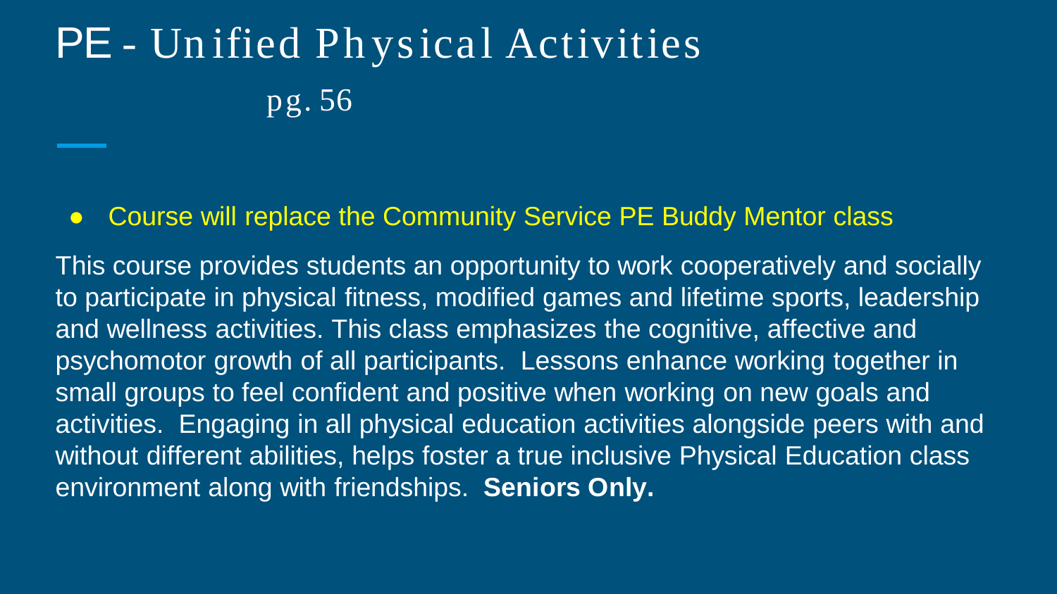# PE - Unified Physical Activities

pg. 56

- Course will replace the Community Service PE Buddy Mentor class

This course provides students an opportunity to work cooperatively and socially to participate in physical fitness, modified games and lifetime sports, leadership and wellness activities. This class emphasizes the cognitive, affective and psychomotor growth of all participants. Lessons enhance working together in small groups to feel confident and positive when working on new goals and activities. Engaging in all physical education activities alongside peers with and without different abilities, helps foster a true inclusive Physical Education class environment along with friendships. **Seniors Only.**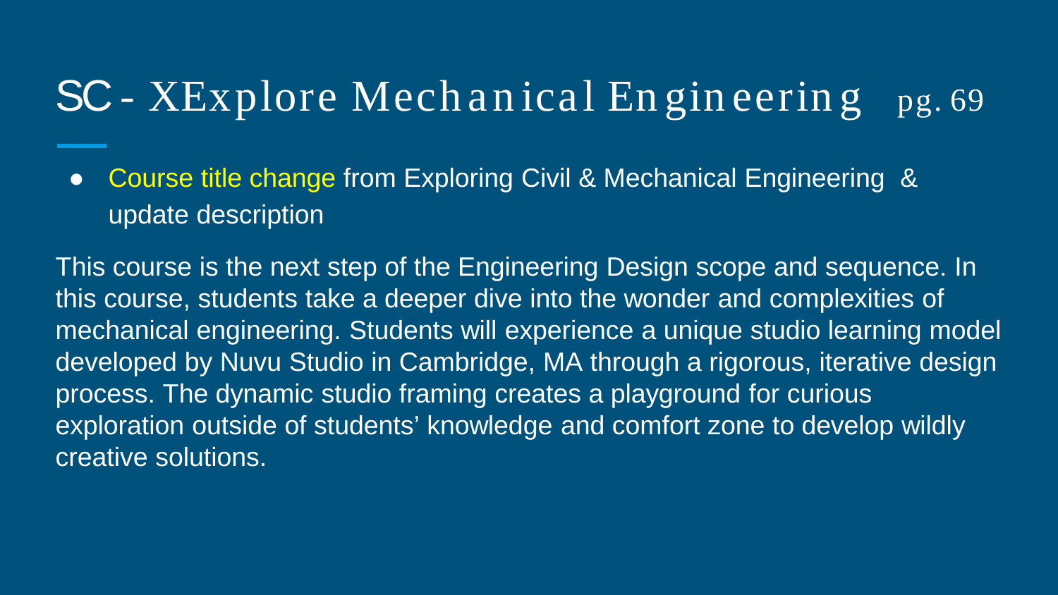# SC - XExplore Mechanical Engineering pg. 69

- Course title change from Exploring Civil & Mechanical Engineering & update description

This course is the next step of the Engineering Design scope and sequence. In this course, students take a deeper dive into the wonder and complexities of mechanical engineering. Students will experience a unique studio learning model developed by Nuvu Studio in Cambridge, MA through a rigorous, iterative design process. The dynamic studio framing creates a playground for curious exploration outside of students' knowledge and comfort zone to develop wildly creative solutions.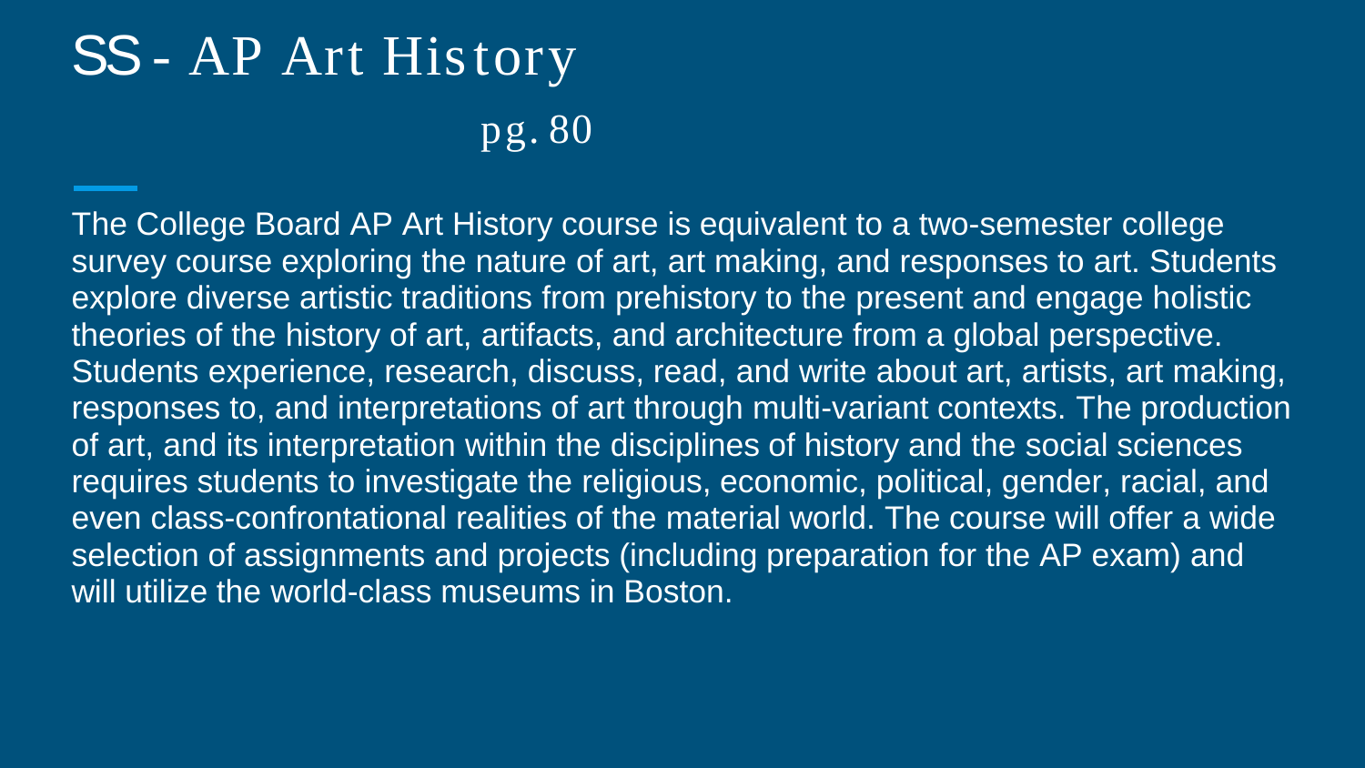# SS - AP Art History

pg. 80

The College Board AP Art History course is equivalent to a two-semester college survey course exploring the nature of art, art making, and responses to art. Students explore diverse artistic traditions from prehistory to the present and engage holistic theories of the history of art, artifacts, and architecture from a global perspective. Students experience, research, discuss, read, and write about art, artists, art making, responses to, and interpretations of art through multi-variant contexts. The production of art, and its interpretation within the disciplines of history and the social sciences requires students to investigate the religious, economic, political, gender, racial, and even class-confrontational realities of the material world. The course will offer a wide selection of assignments and projects (including preparation for the AP exam) and will utilize the world-class museums in Boston.